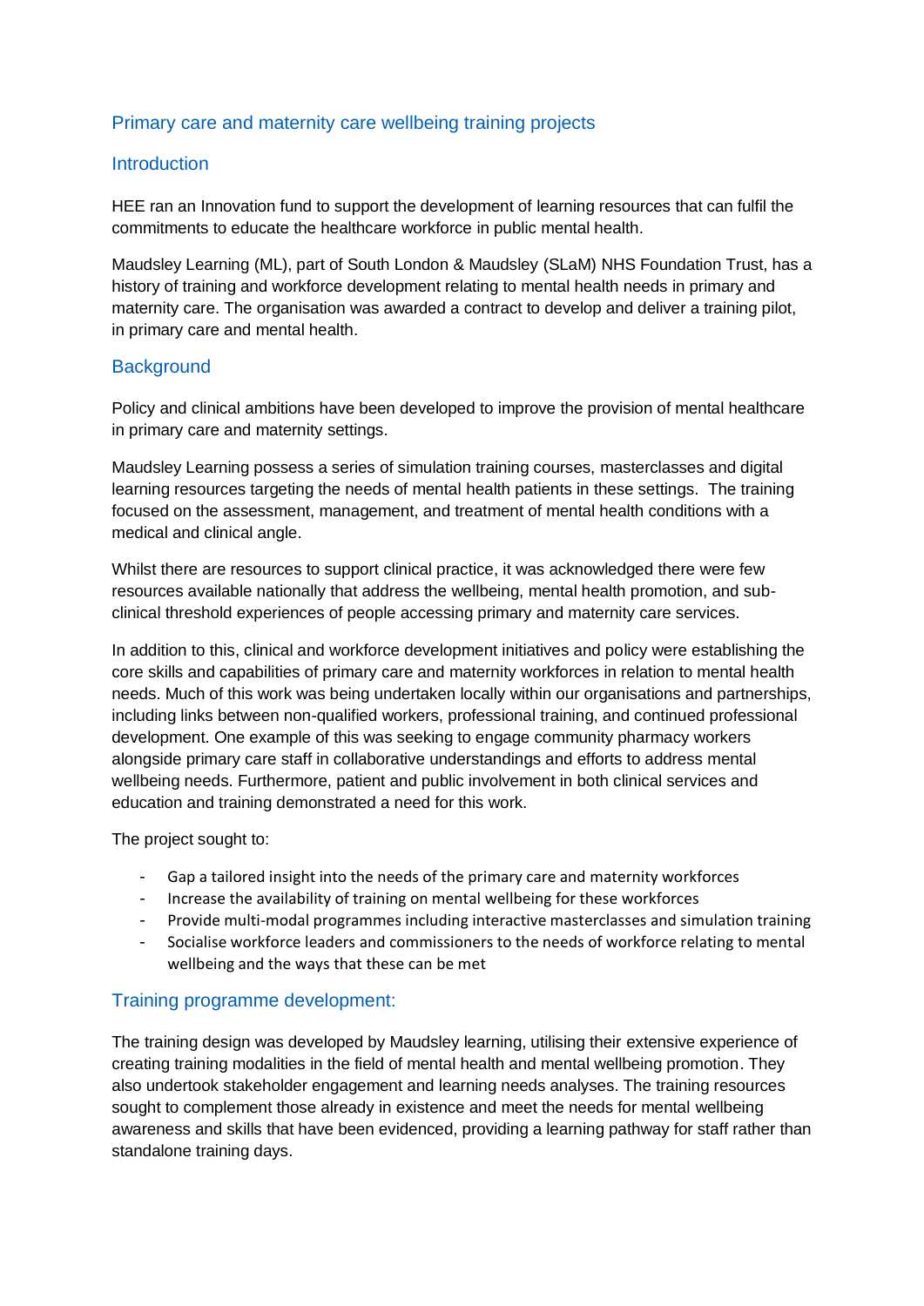## Primary care and maternity care wellbeing training projects

### Introduction

HEE ran an Innovation fund to support the development of learning resources that can fulfil the commitments to educate the healthcare workforce in public mental health.

Maudsley Learning (ML), part of South London & Maudsley (SLaM) NHS Foundation Trust, has a history of training and workforce development relating to mental health needs in primary and maternity care. The organisation was awarded a contract to develop and deliver a training pilot, in primary care and mental health.

### Background

Policy and clinical ambitions have been developed to improve the provision of mental healthcare in primary care and maternity settings.

Maudsley Learning possess a series of simulation training courses, masterclasses and digital learning resources targeting the needs of mental health patients in these settings. The training focused on the assessment, management, and treatment of mental health conditions with a medical and clinical angle.

Whilst there are resources to support clinical practice, it was acknowledged there were few resources available nationally that address the wellbeing, mental health promotion, and sub-clinical threshold experiences of people accessing primary and maternity care services.

In addition to this, clinical and workforce development initiatives and policy were establishing the core skills and capabilities of primary care and maternity workforces in relation to mental health needs. Much of this work was being undertaken locally within our organisations and partnerships, including links between non-qualified workers, professional training, and continued professional development. One example of this was seeking to engage community pharmacy workers alongside primary care staff in collaborative understandings and efforts to address mental wellbeing needs. Furthermore, patient and public involvement in both clinical services and education and training demonstrated a need for this work.

The project sought to:

- Gap a tailored insight into the needs of the primary care and maternity workforces
- Increase the availability of training on mental wellbeing for these workforces
- Provide multi-modal programmes including interactive masterclasses and simulation training
- Socialise workforce leaders and commissioners to the needs of workforce relating to mental wellbeing and the ways that these can be met

### Training programme development:

The training design was developed by Maudsley learning, utilising their extensive experience of creating training modalities in the field of mental health and mental wellbeing promotion. They also undertook stakeholder engagement and learning needs analyses. The training resources sought to complement those already in existence and meet the needs for mental wellbeing awareness and skills that have been evidenced, providing a learning pathway for staff rather than standalone training days.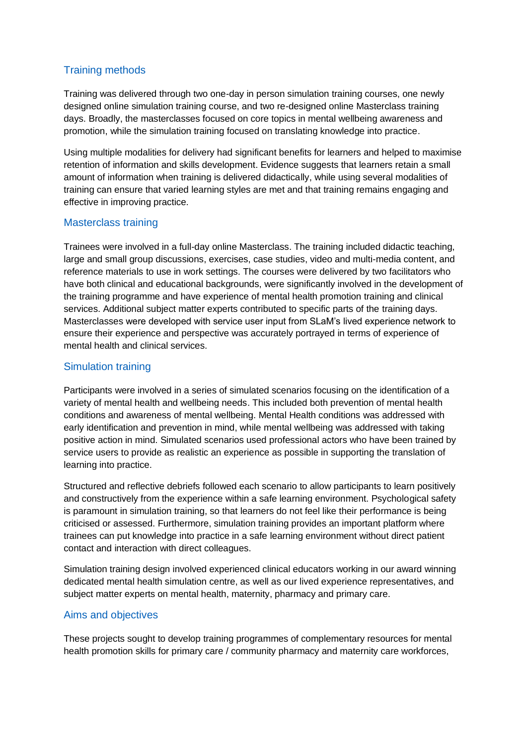## Training methods

Training was delivered through two one-day in person simulation training courses, one newly designed online simulation training course, and two re-designed online Masterclass training days. Broadly, the masterclasses focused on core topics in mental wellbeing awareness and promotion, while the simulation training focused on translating knowledge into practice.

Using multiple modalities for delivery had significant benefits for learners and helped to maximise retention of information and skills development. Evidence suggests that learners retain a small amount of information when training is delivered didactically, while using several modalities of training can ensure that varied learning styles are met and that training remains engaging and effective in improving practice.

## Masterclass training

Trainees were involved in a full-day online Masterclass. The training included didactic teaching, large and small group discussions, exercises, case studies, video and multi-media content, and reference materials to use in work settings. The courses were delivered by two facilitators who have both clinical and educational backgrounds, were significantly involved in the development of the training programme and have experience of mental health promotion training and clinical services. Additional subject matter experts contributed to specific parts of the training days. Masterclasses were developed with service user input from SLaM's lived experience network to ensure their experience and perspective was accurately portrayed in terms of experience of mental health and clinical services.

## Simulation training

Participants were involved in a series of simulated scenarios focusing on the identification of a variety of mental health and wellbeing needs. This included both prevention of mental health conditions and awareness of mental wellbeing. Mental Health conditions was addressed with early identification and prevention in mind, while mental wellbeing was addressed with taking positive action in mind. Simulated scenarios used professional actors who have been trained by service users to provide as realistic an experience as possible in supporting the translation of learning into practice.

Structured and reflective debriefs followed each scenario to allow participants to learn positively and constructively from the experience within a safe learning environment. Psychological safety is paramount in simulation training, so that learners do not feel like their performance is being criticised or assessed. Furthermore, simulation training provides an important platform where trainees can put knowledge into practice in a safe learning environment without direct patient contact and interaction with direct colleagues.

Simulation training design involved experienced clinical educators working in our award winning dedicated mental health simulation centre, as well as our lived experience representatives, and subject matter experts on mental health, maternity, pharmacy and primary care.

## Aims and objectives

These projects sought to develop training programmes of complementary resources for mental health promotion skills for primary care / community pharmacy and maternity care workforces,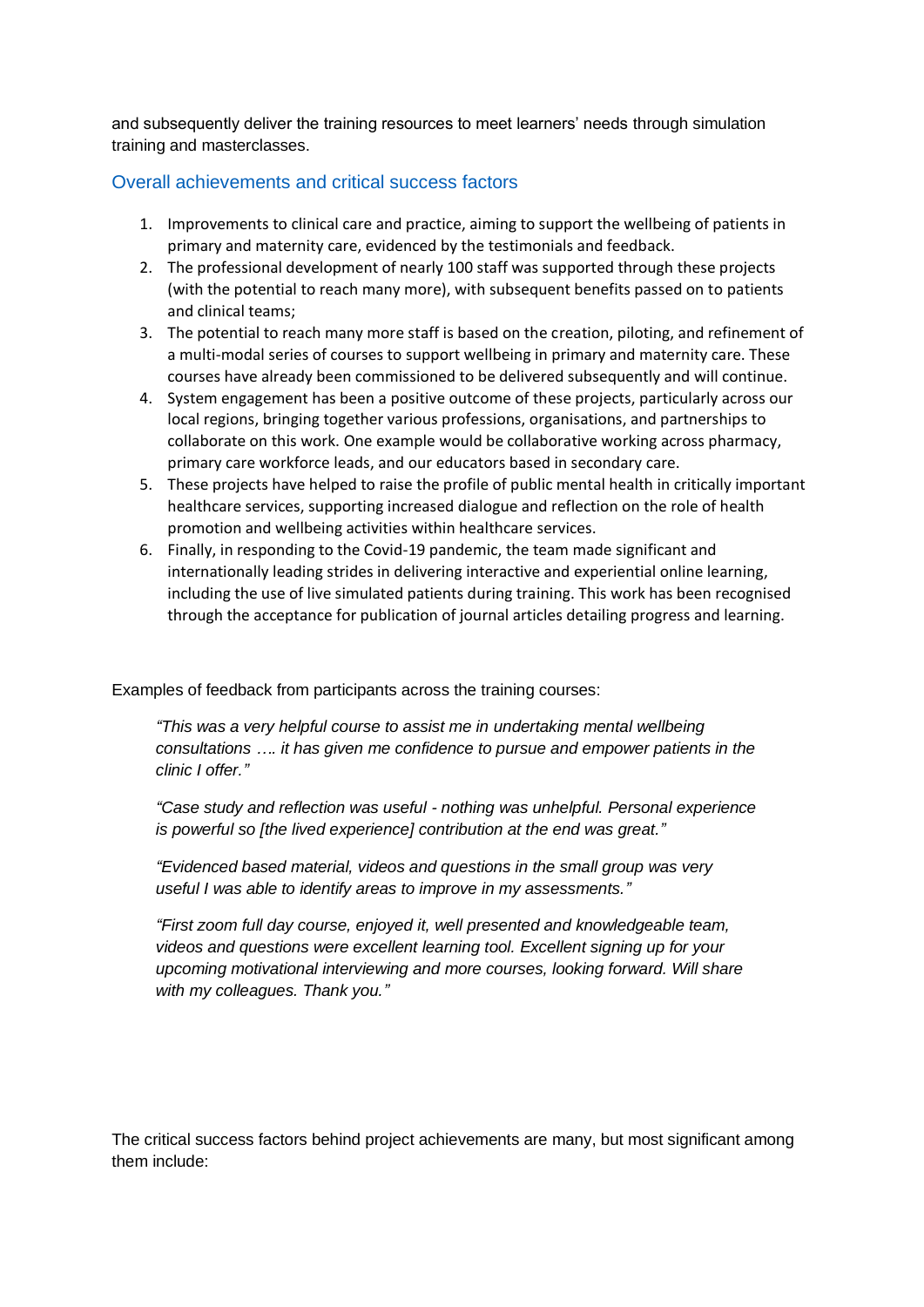and subsequently deliver the training resources to meet learners' needs through simulation training and masterclasses.

## Overall achievements and critical success factors

1. Improvements to clinical care and practice, aiming to support the wellbeing of patients in primary and maternity care, evidenced by the testimonials and feedback.
2. The professional development of nearly 100 staff was supported through these projects (with the potential to reach many more), with subsequent benefits passed on to patients and clinical teams;
3. The potential to reach many more staff is based on the creation, piloting, and refinement of a multi-modal series of courses to support wellbeing in primary and maternity care. These courses have already been commissioned to be delivered subsequently and will continue.
4. System engagement has been a positive outcome of these projects, particularly across our local regions, bringing together various professions, organisations, and partnerships to collaborate on this work. One example would be collaborative working across pharmacy, primary care workforce leads, and our educators based in secondary care.
5. These projects have helped to raise the profile of public mental health in critically important healthcare services, supporting increased dialogue and reflection on the role of health promotion and wellbeing activities within healthcare services.
6. Finally, in responding to the Covid-19 pandemic, the team made significant and internationally leading strides in delivering interactive and experiential online learning, including the use of live simulated patients during training. This work has been recognised through the acceptance for publication of journal articles detailing progress and learning.

Examples of feedback from participants across the training courses:

> *"This was a very helpful course to assist me in undertaking mental wellbeing consultations …. it has given me confidence to pursue and empower patients in the clinic I offer."*
>
> *"Case study and reflection was useful - nothing was unhelpful. Personal experience is powerful so [the lived experience] contribution at the end was great."*
>
> *"Evidenced based material, videos and questions in the small group was very useful I was able to identify areas to improve in my assessments."*
>
> *"First zoom full day course, enjoyed it, well presented and knowledgeable team, videos and questions were excellent learning tool. Excellent signing up for your upcoming motivational interviewing and more courses, looking forward. Will share with my colleagues. Thank you."*

The critical success factors behind project achievements are many, but most significant among them include: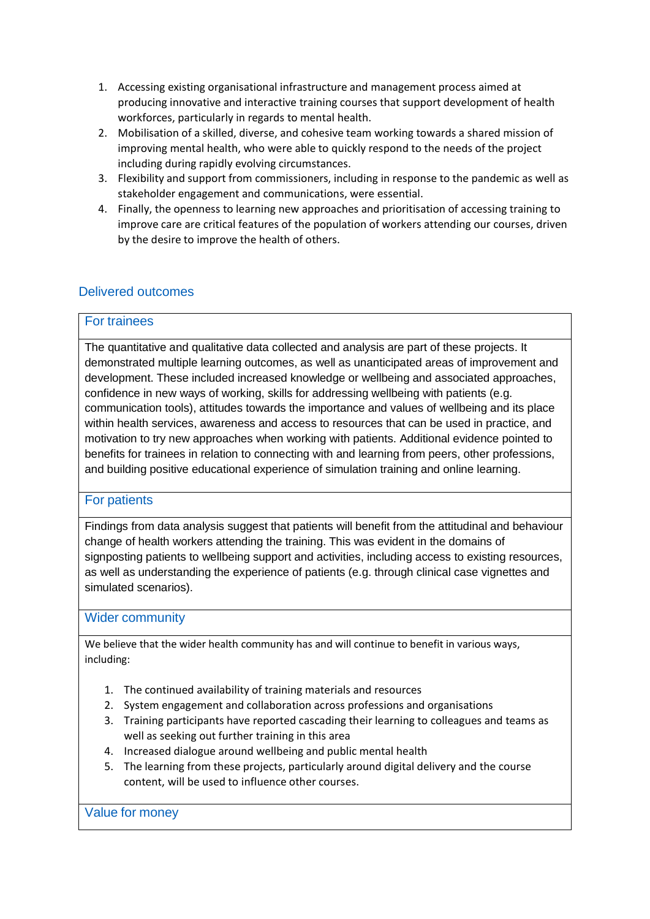1. Accessing existing organisational infrastructure and management process aimed at producing innovative and interactive training courses that support development of health workforces, particularly in regards to mental health.
2. Mobilisation of a skilled, diverse, and cohesive team working towards a shared mission of improving mental health, who were able to quickly respond to the needs of the project including during rapidly evolving circumstances.
3. Flexibility and support from commissioners, including in response to the pandemic as well as stakeholder engagement and communications, were essential.
4. Finally, the openness to learning new approaches and prioritisation of accessing training to improve care are critical features of the population of workers attending our courses, driven by the desire to improve the health of others.

## Delivered outcomes

### For trainees

The quantitative and qualitative data collected and analysis are part of these projects. It demonstrated multiple learning outcomes, as well as unanticipated areas of improvement and development. These included increased knowledge or wellbeing and associated approaches, confidence in new ways of working, skills for addressing wellbeing with patients (e.g. communication tools), attitudes towards the importance and values of wellbeing and its place within health services, awareness and access to resources that can be used in practice, and motivation to try new approaches when working with patients. Additional evidence pointed to benefits for trainees in relation to connecting with and learning from peers, other professions, and building positive educational experience of simulation training and online learning.

### For patients

Findings from data analysis suggest that patients will benefit from the attitudinal and behaviour change of health workers attending the training. This was evident in the domains of signposting patients to wellbeing support and activities, including access to existing resources, as well as understanding the experience of patients (e.g. through clinical case vignettes and simulated scenarios).

### Wider community

We believe that the wider health community has and will continue to benefit in various ways, including:

1. The continued availability of training materials and resources
2. System engagement and collaboration across professions and organisations
3. Training participants have reported cascading their learning to colleagues and teams as well as seeking out further training in this area
4. Increased dialogue around wellbeing and public mental health
5. The learning from these projects, particularly around digital delivery and the course content, will be used to influence other courses.

### Value for money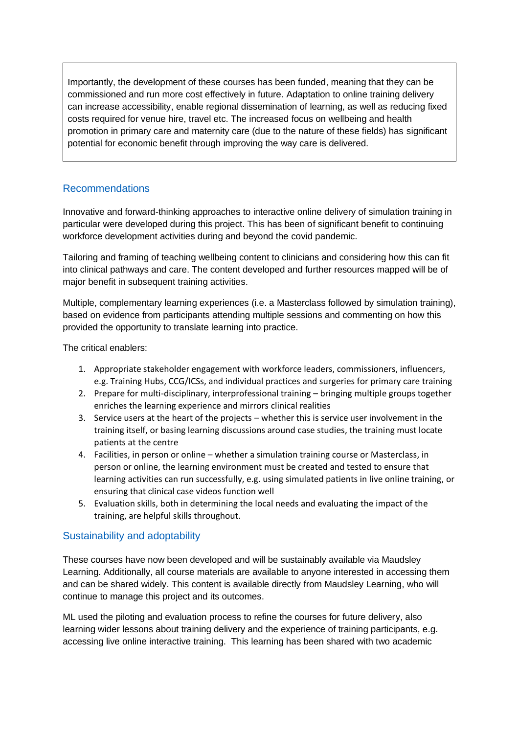Importantly, the development of these courses has been funded, meaning that they can be commissioned and run more cost effectively in future. Adaptation to online training delivery can increase accessibility, enable regional dissemination of learning, as well as reducing fixed costs required for venue hire, travel etc. The increased focus on wellbeing and health promotion in primary care and maternity care (due to the nature of these fields) has significant potential for economic benefit through improving the way care is delivered.

## Recommendations

Innovative and forward-thinking approaches to interactive online delivery of simulation training in particular were developed during this project. This has been of significant benefit to continuing workforce development activities during and beyond the covid pandemic.

Tailoring and framing of teaching wellbeing content to clinicians and considering how this can fit into clinical pathways and care. The content developed and further resources mapped will be of major benefit in subsequent training activities.

Multiple, complementary learning experiences (i.e. a Masterclass followed by simulation training), based on evidence from participants attending multiple sessions and commenting on how this provided the opportunity to translate learning into practice.

The critical enablers:

1. Appropriate stakeholder engagement with workforce leaders, commissioners, influencers, e.g. Training Hubs, CCG/ICSs, and individual practices and surgeries for primary care training
2. Prepare for multi-disciplinary, interprofessional training – bringing multiple groups together enriches the learning experience and mirrors clinical realities
3. Service users at the heart of the projects – whether this is service user involvement in the training itself, or basing learning discussions around case studies, the training must locate patients at the centre
4. Facilities, in person or online – whether a simulation training course or Masterclass, in person or online, the learning environment must be created and tested to ensure that learning activities can run successfully, e.g. using simulated patients in live online training, or ensuring that clinical case videos function well
5. Evaluation skills, both in determining the local needs and evaluating the impact of the training, are helpful skills throughout.

## Sustainability and adoptability

These courses have now been developed and will be sustainably available via Maudsley Learning. Additionally, all course materials are available to anyone interested in accessing them and can be shared widely. This content is available directly from Maudsley Learning, who will continue to manage this project and its outcomes.

ML used the piloting and evaluation process to refine the courses for future delivery, also learning wider lessons about training delivery and the experience of training participants, e.g. accessing live online interactive training. This learning has been shared with two academic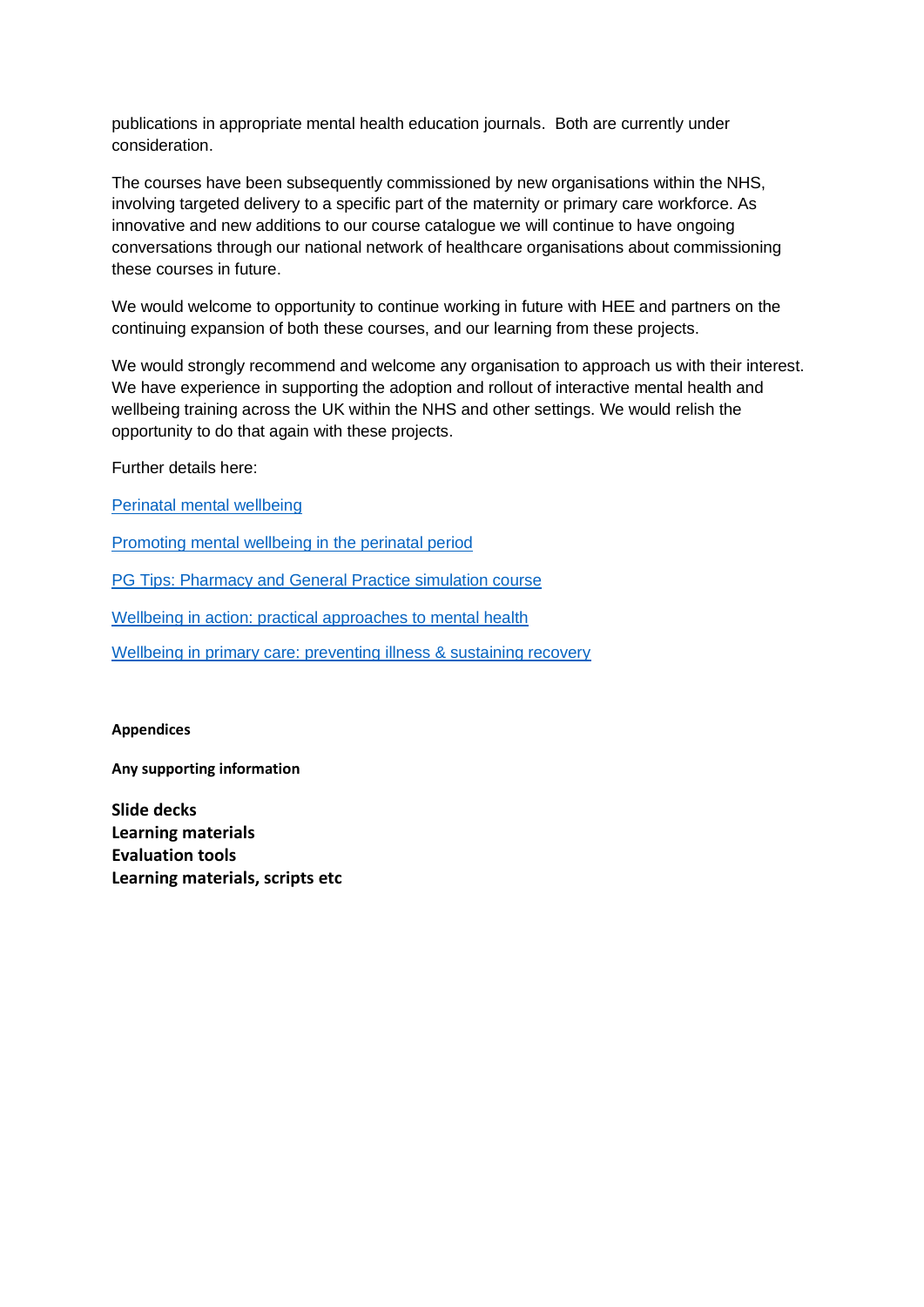publications in appropriate mental health education journals. Both are currently under consideration.

The courses have been subsequently commissioned by new organisations within the NHS, involving targeted delivery to a specific part of the maternity or primary care workforce. As innovative and new additions to our course catalogue we will continue to have ongoing conversations through our national network of healthcare organisations about commissioning these courses in future.

We would welcome to opportunity to continue working in future with HEE and partners on the continuing expansion of both these courses, and our learning from these projects.

We would strongly recommend and welcome any organisation to approach us with their interest. We have experience in supporting the adoption and rollout of interactive mental health and wellbeing training across the UK within the NHS and other settings. We would relish the opportunity to do that again with these projects.

Further details here:

Perinatal mental wellbeing

Promoting mental wellbeing in the perinatal period

PG Tips: Pharmacy and General Practice simulation course

Wellbeing in action: practical approaches to mental health

Wellbeing in primary care: preventing illness & sustaining recovery

**Appendices**

**Any supporting information**

**Slide decks**
**Learning materials**
**Evaluation tools**
**Learning materials, scripts etc**